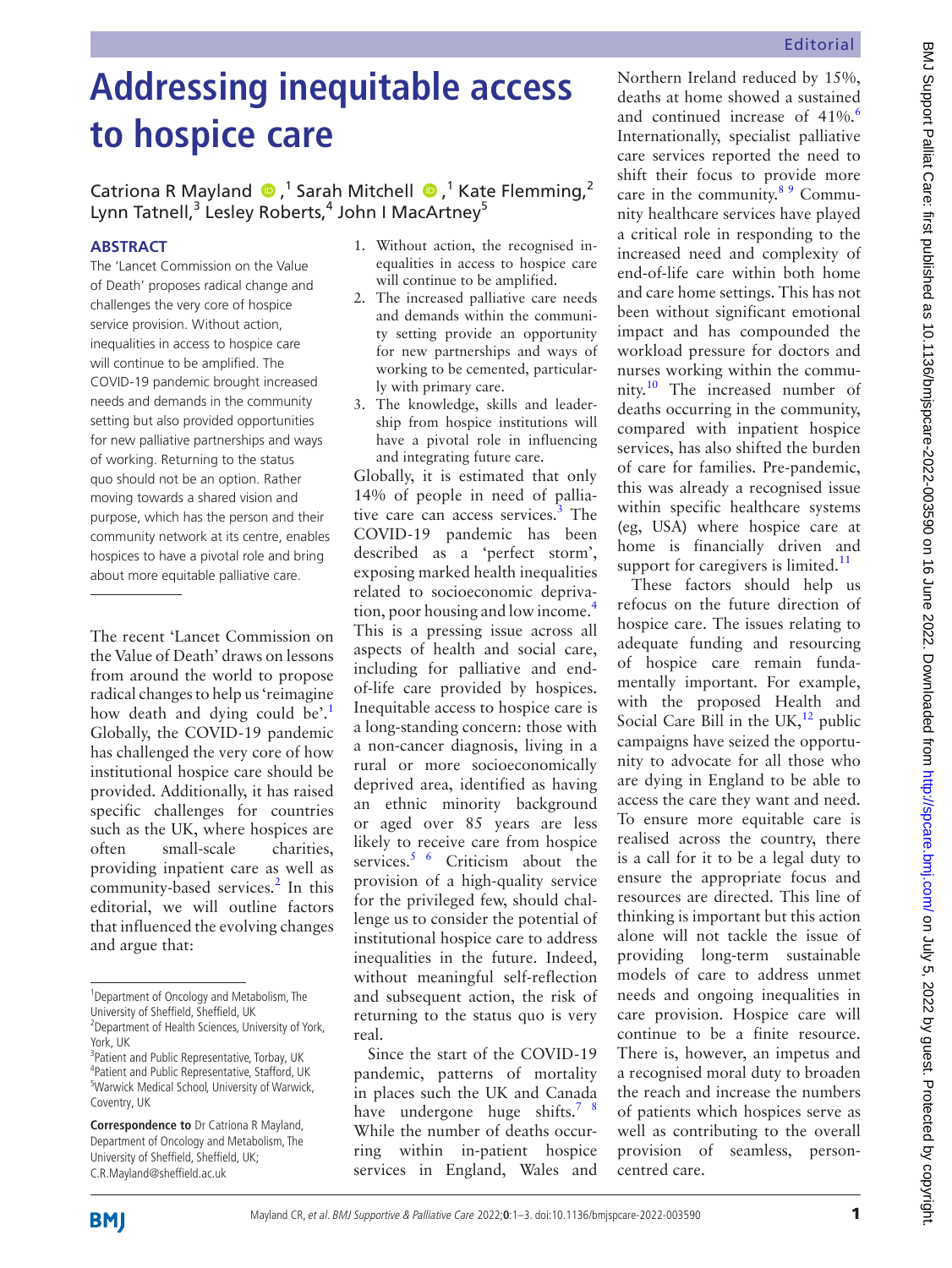# Addressing inequitable access to hospice care

Catriona R Mayland [1], Sarah Mitchell [1], Kate Flemming,[2] Lynn Tatnell,[3] Lesley Roberts,[4] John I MacArtney[5]

## ABSTRACT

The 'Lancet Commission on the Value of Death' proposes radical change and challenges the very core of hospice service provision. Without action, inequalities in access to hospice care will continue to be amplified. The COVID-19 pandemic brought increased needs and demands in the community setting but also provided opportunities for new palliative partnerships and ways of working. Returning to the status quo should not be an option. Rather moving towards a shared vision and purpose, which has the person and their community network at its centre, enables hospices to have a pivotal role and bring about more equitable palliative care.

The recent 'Lancet Commission on the Value of Death' draws on lessons from around the world to propose radical changes to help us 'reimagine how death and dying could be'.[1] Globally, the COVID-19 pandemic has challenged the very core of how institutional hospice care should be provided. Additionally, it has raised specific challenges for countries such as the UK, where hospices are often small-scale charities, providing inpatient care as well as community-based services.[2] In this editorial, we will outline factors that influenced the evolving changes and argue that:

1. Without action, the recognised inequalities in access to hospice care will continue to be amplified.
2. The increased palliative care needs and demands within the community setting provide an opportunity for new partnerships and ways of working to be cemented, particularly with primary care.
3. The knowledge, skills and leadership from hospice institutions will have a pivotal role in influencing and integrating future care.

Globally, it is estimated that only 14% of people in need of palliative care can access services.[3] The COVID-19 pandemic has been described as a 'perfect storm', exposing marked health inequalities related to socioeconomic deprivation, poor housing and low income.[4] This is a pressing issue across all aspects of health and social care, including for palliative and end-of-life care provided by hospices. Inequitable access to hospice care is a long-standing concern: those with a non-cancer diagnosis, living in a rural or more socioeconomically deprived area, identified as having an ethnic minority background or aged over 85 years are less likely to receive care from hospice services.[5,6] Criticism about the provision of a high-quality service for the privileged few, should challenge us to consider the potential of institutional hospice care to address inequalities in the future. Indeed, without meaningful self-reflection and subsequent action, the risk of returning to the status quo is very real.

Since the start of the COVID-19 pandemic, patterns of mortality in places such the UK and Canada have undergone huge shifts.[7,8] While the number of deaths occurring within in-patient hospice services in England, Wales and Northern Ireland reduced by 15%, deaths at home showed a sustained and continued increase of 41%.[6] Internationally, specialist palliative care services reported the need to shift their focus to provide more care in the community.[8,9] Community healthcare services have played a critical role in responding to the increased need and complexity of end-of-life care within both home and care home settings. This has not been without significant emotional impact and has compounded the workload pressure for doctors and nurses working within the community.[10] The increased number of deaths occurring in the community, compared with inpatient hospice services, has also shifted the burden of care for families. Pre-pandemic, this was already a recognised issue within specific healthcare systems (eg, USA) where hospice care at home is financially driven and support for caregivers is limited.[11]

These factors should help us refocus on the future direction of hospice care. The issues relating to adequate funding and resourcing of hospice care remain fundamentally important. For example, with the proposed Health and Social Care Bill in the UK,[12] public campaigns have seized the opportunity to advocate for all those who are dying in England to be able to access the care they want and need. To ensure more equitable care is realised across the country, there is a call for it to be a legal duty to ensure the appropriate focus and resources are directed. This line of thinking is important but this action alone will not tackle the issue of providing long-term sustainable models of care to address unmet needs and ongoing inequalities in care provision. Hospice care will continue to be a finite resource. There is, however, an impetus and a recognised moral duty to broaden the reach and increase the numbers of patients which hospices serve as well as contributing to the overall provision of seamless, person-centred care.

---

[1]Department of Oncology and Metabolism, The University of Sheffield, Sheffield, UK
[2]Department of Health Sciences, University of York, York, UK
[3]Patient and Public Representative, Torbay, UK
[4]Patient and Public Representative, Stafford, UK
[5]Warwick Medical School, University of Warwick, Coventry, UK

**Correspondence to** Dr Catriona R Mayland, Department of Oncology and Metabolism, The University of Sheffield, Sheffield, UK; C.R.Mayland@sheffield.ac.uk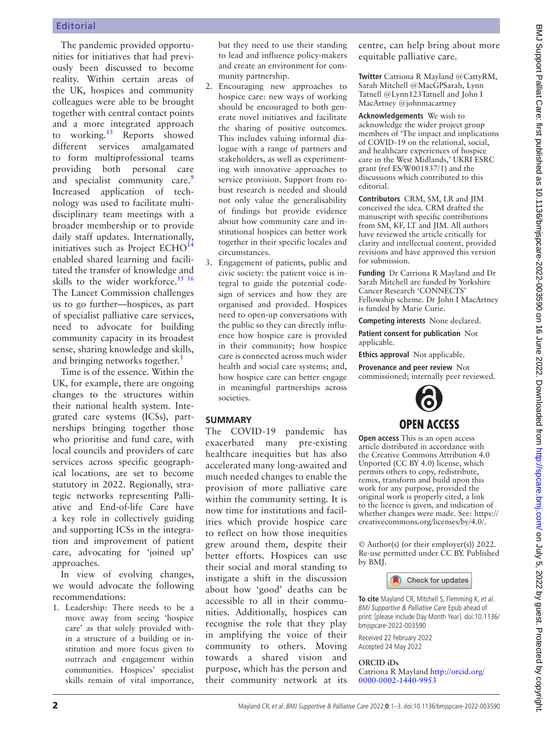The pandemic provided opportunities for initiatives that had previously been discussed to become reality. Within certain areas of the UK, hospices and community colleagues were able to be brought together with central contact points and a more integrated approach to working.[13] Reports showed different services amalgamated to form multiprofessional teams providing both personal care and specialist community care.[9] Increased application of technology was used to facilitate multidisciplinary team meetings with a broader membership or to provide daily staff updates. Internationally, initiatives such as Project ECHO[14] enabled shared learning and facilitated the transfer of knowledge and skills to the wider workforce.[15 16] The Lancet Commission challenges us to go further—hospices, as part of specialist palliative care services, need to advocate for building community capacity in its broadest sense, sharing knowledge and skills, and bringing networks together.[1]

Time is of the essence. Within the UK, for example, there are ongoing changes to the structures within their national health system. Integrated care systems (ICSs), partnerships bringing together those who prioritise and fund care, with local councils and providers of care services across specific geographical locations, are set to become statutory in 2022. Regionally, strategic networks representing Palliative and End-of-life Care have a key role in collectively guiding and supporting ICSs in the integration and improvement of patient care, advocating for 'joined up' approaches.

In view of evolving changes, we would advocate the following recommendations:

1. Leadership: There needs to be a move away from seeing 'hospice care' as that solely provided within a structure of a building or institution and more focus given to outreach and engagement within communities. Hospices' specialist skills remain of vital importance, but they need to use their standing to lead and influence policy-makers and create an environment for community partnership.
2. Encouraging new approaches to hospice care: new ways of working should be encouraged to both generate novel initiatives and facilitate the sharing of positive outcomes. This includes valuing informal dialogue with a range of partners and stakeholders, as well as experimenting with innovative approaches to service provision. Support from robust research is needed and should not only value the generalisability of findings but provide evidence about how community care and institutional hospices can better work together in their specific locales and circumstances.
3. Engagement of patients, public and civic society: the patient voice is integral to guide the potential codesign of services and how they are organised and provided. Hospices need to open-up conversations with the public so they can directly influence how hospice care is provided in their community; how hospice care is connected across much wider health and social care systems; and, how hospice care can better engage in meaningful partnerships across societies.

## SUMMARY

The COVID-19 pandemic has exacerbated many pre-existing healthcare inequities but has also accelerated many long-awaited and much needed changes to enable the provision of more palliative care within the community setting. It is now time for institutions and facilities which provide hospice care to reflect on how those inequities grew around them, despite their better efforts. Hospices can use their social and moral standing to instigate a shift in the discussion about how 'good' deaths can be accessible to all in their communities. Additionally, hospices can recognise the role that they play in amplifying the voice of their community to others. Moving towards a shared vision and purpose, which has the person and their community network at its centre, can help bring about more equitable palliative care.

**Twitter** Catriona R Mayland @CattyRM, Sarah Mitchell @MacGPSarah, Lynn Tatnell @Lynn123Tatnell and John I MacArtney @johnmacartney

**Acknowledgements** We wish to acknowledge the wider project group members of 'The impact and implications of COVID-19 on the relational, social, and healthcare experiences of hospice care in the West Midlands,' UKRI ESRC grant (ref ES/W001837/1) and the discussions which contributed to this editorial.

**Contributors** CRM, SM, LR and JIM conceived the idea. CRM drafted the manuscript with specific contributions from SM, KF, LT and JIM. All authors have reviewed the article critically for clarity and intellectual content, provided revisions and have approved this version for submission.

**Funding** Dr Catriona R Mayland and Dr Sarah Mitchell are funded by Yorkshire Cancer Research 'CONNECTS' Fellowship scheme. Dr John I MacArtney is funded by Marie Curie.

**Competing interests** None declared.

**Patient consent for publication** Not applicable.

**Ethics approval** Not applicable.

**Provenance and peer review** Not commissioned; internally peer reviewed.

**OPEN ACCESS**

**Open access** This is an open access article distributed in accordance with the Creative Commons Attribution 4.0 Unported (CC BY 4.0) license, which permits others to copy, redistribute, remix, transform and build upon this work for any purpose, provided the original work is properly cited, a link to the licence is given, and indication of whether changes were made. See: https://creativecommons.org/licenses/by/4.0/.

© Author(s) (or their employer(s)) 2022. Re-use permitted under CC BY. Published by BMJ.

**To cite** Mayland CR, Mitchell S, Flemming K, *et al*. *BMJ Supportive & Palliative Care* Epub ahead of print: [please include Day Month Year]. doi:10.1136/bmjspcare-2022-003590

Received 22 February 2022
Accepted 24 May 2022

**ORCID iDs**
Catriona R Mayland http://orcid.org/0000-0002-1440-9953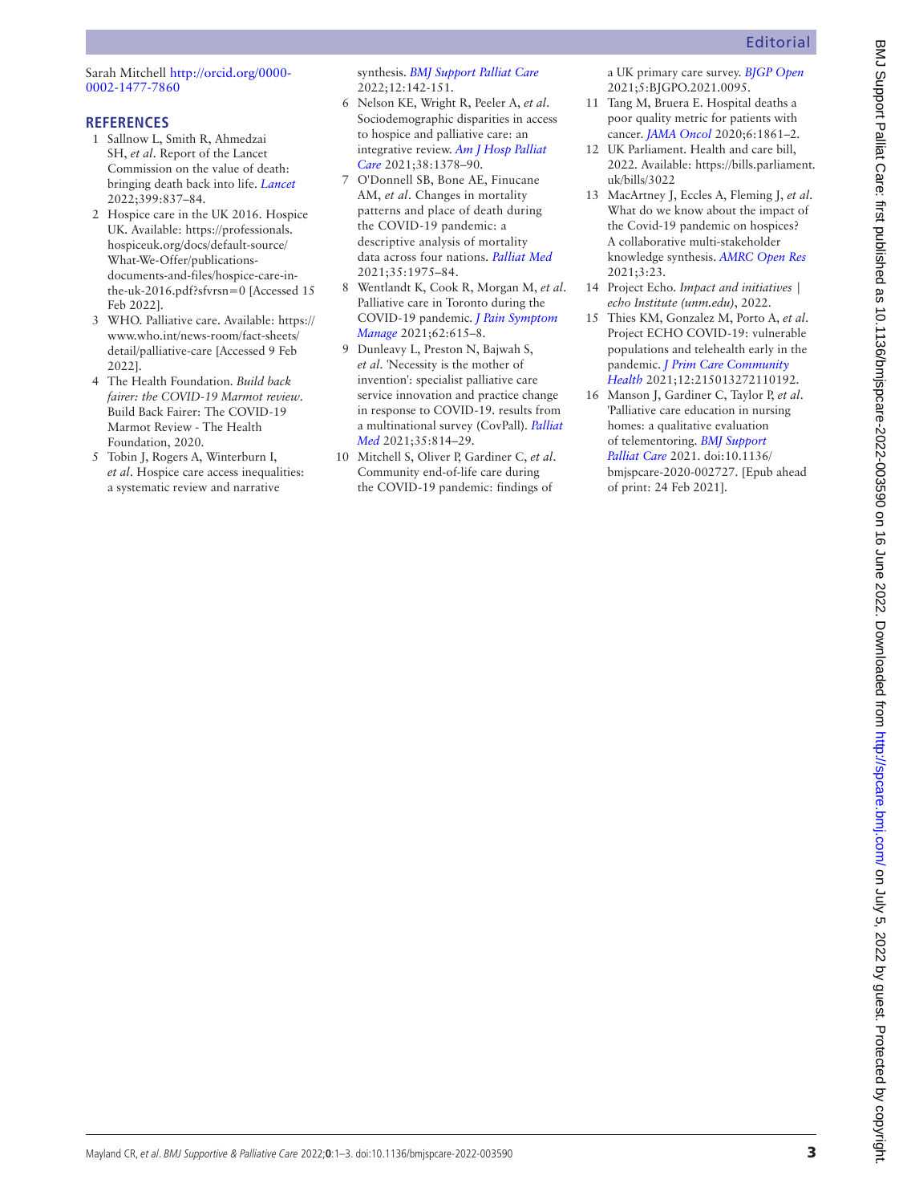Sarah Mitchell http://orcid.org/0000-0002-1477-7860

## REFERENCES

1. Sallnow L, Smith R, Ahmedzai SH, *et al*. Report of the Lancet Commission on the value of death: bringing death back into life. *Lancet* 2022;399:837–84.
2. Hospice care in the UK 2016. Hospice UK. Available: https://professionals.hospiceuk.org/docs/default-source/What-We-Offer/publications-documents-and-files/hospice-care-in-the-uk-2016.pdf?sfvrsn=0 [Accessed 15 Feb 2022].
3. WHO. Palliative care. Available: https://www.who.int/news-room/fact-sheets/detail/palliative-care [Accessed 9 Feb 2022].
4. The Health Foundation. *Build back fairer: the COVID-19 Marmot review*. Build Back Fairer: The COVID-19 Marmot Review - The Health Foundation, 2020.
5. Tobin J, Rogers A, Winterburn I, *et al*. Hospice care access inequalities: a systematic review and narrative synthesis. *BMJ Support Palliat Care* 2022;12:142-151.
6. Nelson KE, Wright R, Peeler A, *et al*. Sociodemographic disparities in access to hospice and palliative care: an integrative review. *Am J Hosp Palliat Care* 2021;38:1378–90.
7. O'Donnell SB, Bone AE, Finucane AM, *et al*. Changes in mortality patterns and place of death during the COVID-19 pandemic: a descriptive analysis of mortality data across four nations. *Palliat Med* 2021;35:1975–84.
8. Wentlandt K, Cook R, Morgan M, *et al*. Palliative care in Toronto during the COVID-19 pandemic. *J Pain Symptom Manage* 2021;62:615–8.
9. Dunleavy L, Preston N, Bajwah S, *et al*. 'Necessity is the mother of invention': specialist palliative care service innovation and practice change in response to COVID-19. results from a multinational survey (CovPall). *Palliat Med* 2021;35:814–29.
10. Mitchell S, Oliver P, Gardiner C, *et al*. Community end-of-life care during the COVID-19 pandemic: findings of a UK primary care survey. *BJGP Open* 2021;5:BJGPO.2021.0095.
11. Tang M, Bruera E. Hospital deaths a poor quality metric for patients with cancer. *JAMA Oncol* 2020;6:1861–2.
12. UK Parliament. Health and care bill, 2022. Available: https://bills.parliament.uk/bills/3022
13. MacArtney J, Eccles A, Fleming J, *et al*. What do we know about the impact of the Covid-19 pandemic on hospices? A collaborative multi-stakeholder knowledge synthesis. *AMRC Open Res* 2021;3:23.
14. Project Echo. *Impact and initiatives | echo Institute (unm.edu)*, 2022.
15. Thies KM, Gonzalez M, Porto A, *et al*. Project ECHO COVID-19: vulnerable populations and telehealth early in the pandemic. *J Prim Care Community Health* 2021;12:215013272110192.
16. Manson J, Gardiner C, Taylor P, *et al*. 'Palliative care education in nursing homes: a qualitative evaluation of telementoring. *BMJ Support Palliat Care* 2021. doi:10.1136/bmjspcare-2020-002727. [Epub ahead of print: 24 Feb 2021].